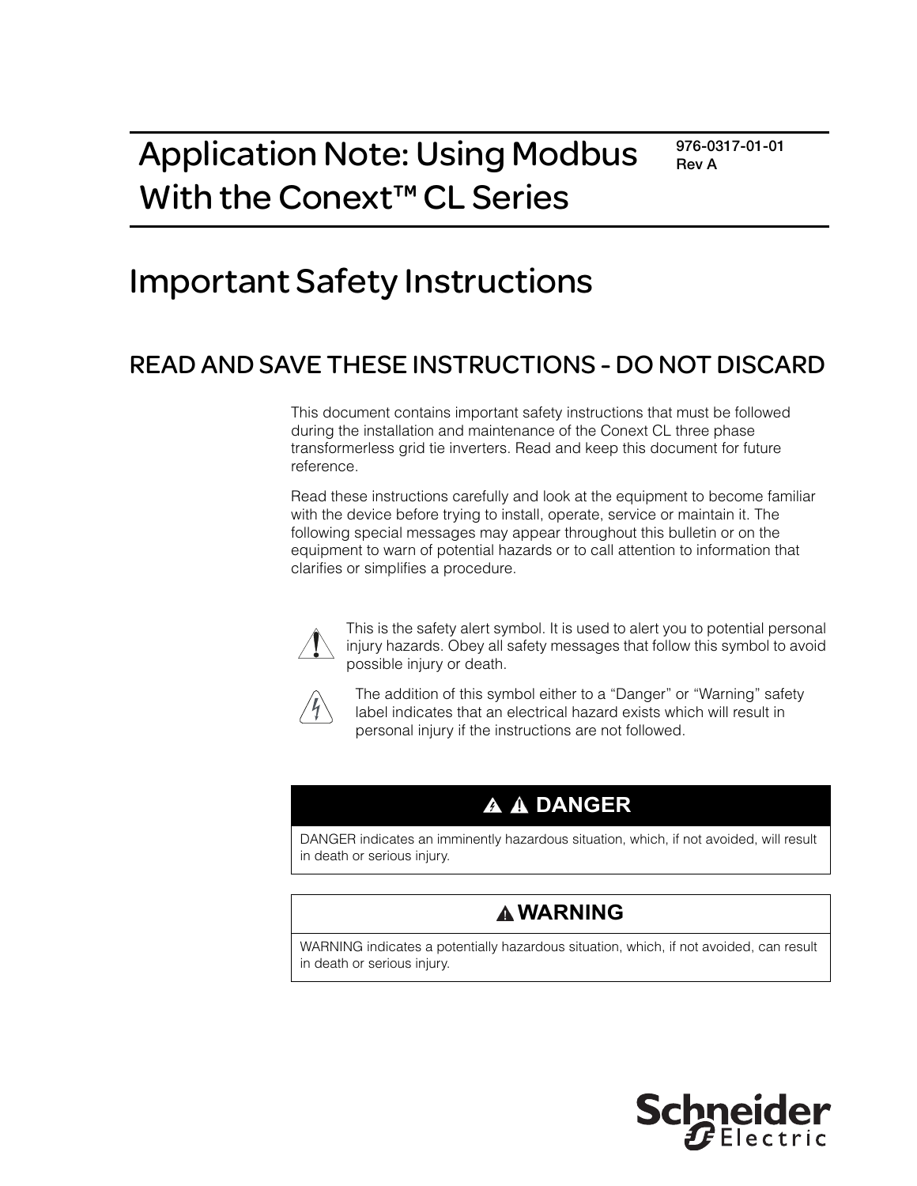# Application Note: Using Modbus With the Conext™ CL Series

976-0317-01-01
Rev A

# Important Safety Instructions

## READ AND SAVE THESE INSTRUCTIONS - DO NOT DISCARD

This document contains important safety instructions that must be followed during the installation and maintenance of the Conext CL three phase transformerless grid tie inverters. Read and keep this document for future reference.

Read these instructions carefully and look at the equipment to become familiar with the device before trying to install, operate, service or maintain it. The following special messages may appear throughout this bulletin or on the equipment to warn of potential hazards or to call attention to information that clarifies or simplifies a procedure.

This is the safety alert symbol. It is used to alert you to potential personal injury hazards. Obey all safety messages that follow this symbol to avoid possible injury or death.

The addition of this symbol either to a “Danger” or “Warning” safety label indicates that an electrical hazard exists which will result in personal injury if the instructions are not followed.

| **DANGER** |
| --- |
| DANGER indicates an imminently hazardous situation, which, if not avoided, will result in death or serious injury. |

| **WARNING** |
| --- |
| WARNING indicates a potentially hazardous situation, which, if not avoided, can result in death or serious injury. |

Schneider Electric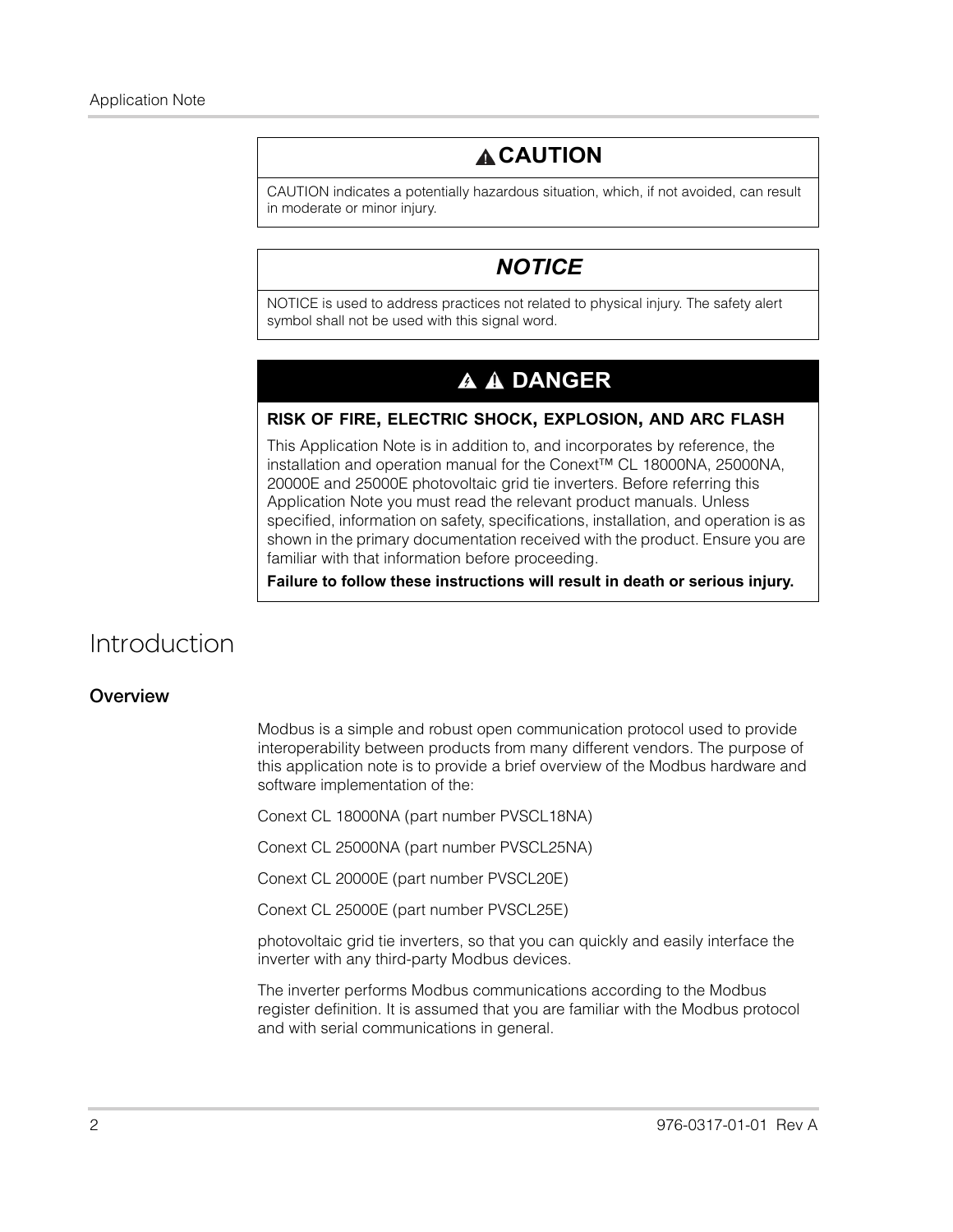## ⚠ CAUTION

CAUTION indicates a potentially hazardous situation, which, if not avoided, can result in moderate or minor injury.

## *NOTICE*

NOTICE is used to address practices not related to physical injury. The safety alert symbol shall not be used with this signal word.

## ⚠ ⚠ DANGER

**RISK OF FIRE, ELECTRIC SHOCK, EXPLOSION, AND ARC FLASH**

This Application Note is in addition to, and incorporates by reference, the installation and operation manual for the Conext™ CL 18000NA, 25000NA, 20000E and 25000E photovoltaic grid tie inverters. Before referring this Application Note you must read the relevant product manuals. Unless specified, information on safety, specifications, installation, and operation is as shown in the primary documentation received with the product. Ensure you are familiar with that information before proceeding.

**Failure to follow these instructions will result in death or serious injury.**

# Introduction

## Overview

Modbus is a simple and robust open communication protocol used to provide interoperability between products from many different vendors. The purpose of this application note is to provide a brief overview of the Modbus hardware and software implementation of the:

Conext CL 18000NA (part number PVSCL18NA)

Conext CL 25000NA (part number PVSCL25NA)

Conext CL 20000E (part number PVSCL20E)

Conext CL 25000E (part number PVSCL25E)

photovoltaic grid tie inverters, so that you can quickly and easily interface the inverter with any third-party Modbus devices.

The inverter performs Modbus communications according to the Modbus register definition. It is assumed that you are familiar with the Modbus protocol and with serial communications in general.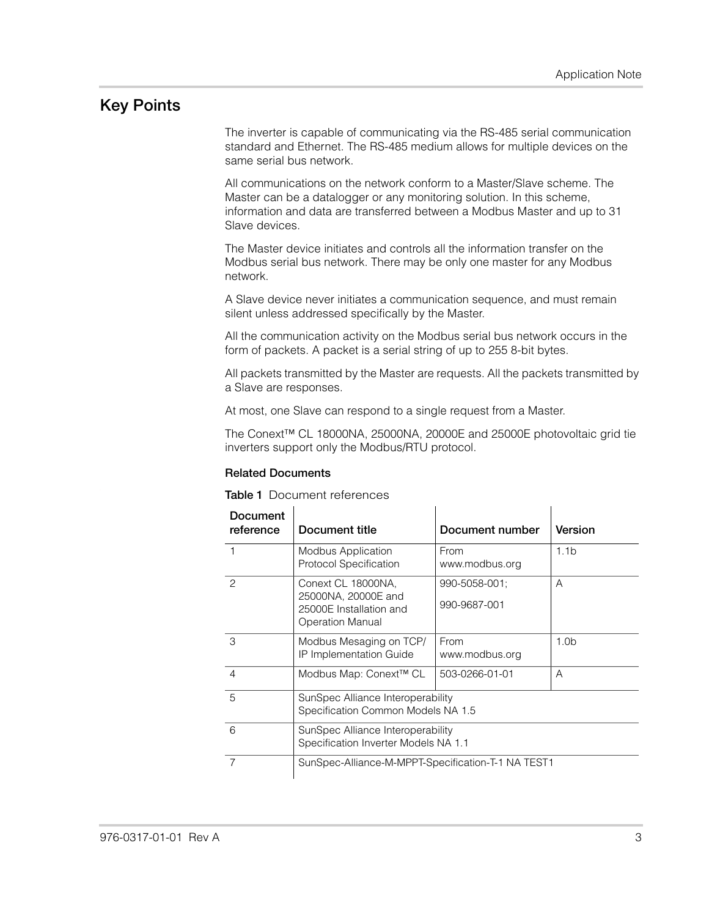## Key Points

The inverter is capable of communicating via the RS-485 serial communication standard and Ethernet. The RS-485 medium allows for multiple devices on the same serial bus network.

All communications on the network conform to a Master/Slave scheme. The Master can be a datalogger or any monitoring solution. In this scheme, information and data are transferred between a Modbus Master and up to 31 Slave devices.

The Master device initiates and controls all the information transfer on the Modbus serial bus network. There may be only one master for any Modbus network.

A Slave device never initiates a communication sequence, and must remain silent unless addressed specifically by the Master.

All the communication activity on the Modbus serial bus network occurs in the form of packets. A packet is a serial string of up to 255 8-bit bytes.

All packets transmitted by the Master are requests. All the packets transmitted by a Slave are responses.

At most, one Slave can respond to a single request from a Master.

The Conext™ CL 18000NA, 25000NA, 20000E and 25000E photovoltaic grid tie inverters support only the Modbus/RTU protocol.

**Related Documents**

**Table 1** Document references

| Document reference | Document title | Document number | Version |
|---|---|---|---|
| 1 | Modbus Application Protocol Specification | From www.modbus.org | 1.1b |
| 2 | Conext CL 18000NA, 25000NA, 20000E and 25000E Installation and Operation Manual | 990-5058-001; 990-9687-001 | A |
| 3 | Modbus Mesaging on TCP/ IP Implementation Guide | From www.modbus.org | 1.0b |
| 4 | Modbus Map: Conext™ CL | 503-0266-01-01 | A |
| 5 | SunSpec Alliance Interoperability Specification Common Models NA 1.5 | | |
| 6 | SunSpec Alliance Interoperability Specification Inverter Models NA 1.1 | | |
| 7 | SunSpec-Alliance-M-MPPT-Specification-T-1 NA TEST1 | | |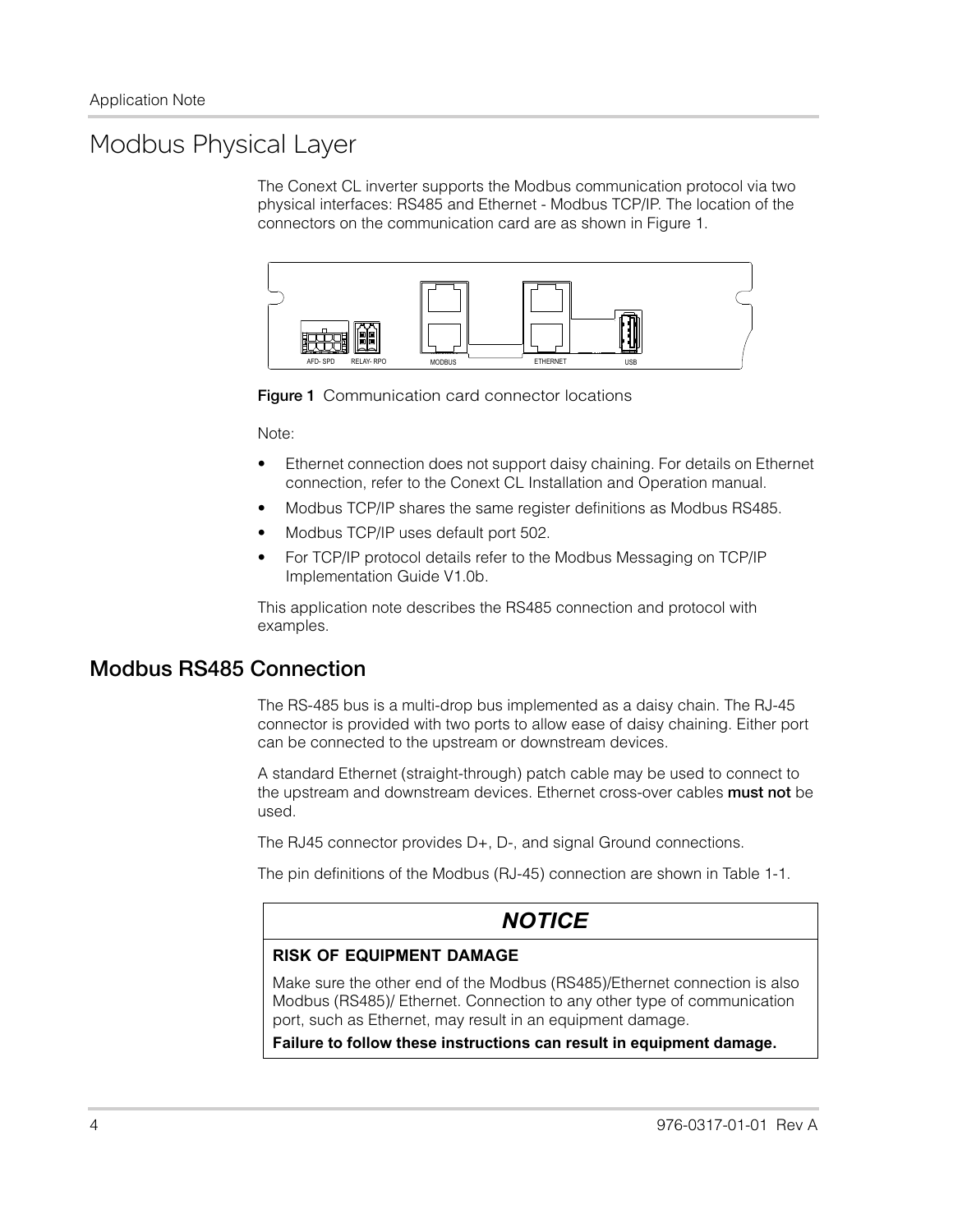# Modbus Physical Layer

The Conext CL inverter supports the Modbus communication protocol via two physical interfaces: RS485 and Ethernet - Modbus TCP/IP. The location of the connectors on the communication card are as shown in Figure 1.

**Figure 1** Communication card connector locations

Note:

- Ethernet connection does not support daisy chaining. For details on Ethernet connection, refer to the Conext CL Installation and Operation manual.
- Modbus TCP/IP shares the same register definitions as Modbus RS485.
- Modbus TCP/IP uses default port 502.
- For TCP/IP protocol details refer to the Modbus Messaging on TCP/IP Implementation Guide V1.0b.

This application note describes the RS485 connection and protocol with examples.

## Modbus RS485 Connection

The RS-485 bus is a multi-drop bus implemented as a daisy chain. The RJ-45 connector is provided with two ports to allow ease of daisy chaining. Either port can be connected to the upstream or downstream devices.

A standard Ethernet (straight-through) patch cable may be used to connect to the upstream and downstream devices. Ethernet cross-over cables **must not** be used.

The RJ45 connector provides D+, D-, and signal Ground connections.

The pin definitions of the Modbus (RJ-45) connection are shown in Table 1-1.

> ***NOTICE***
>
> **RISK OF EQUIPMENT DAMAGE**
>
> Make sure the other end of the Modbus (RS485)/Ethernet connection is also Modbus (RS485)/ Ethernet. Connection to any other type of communication port, such as Ethernet, may result in an equipment damage.
>
> **Failure to follow these instructions can result in equipment damage.**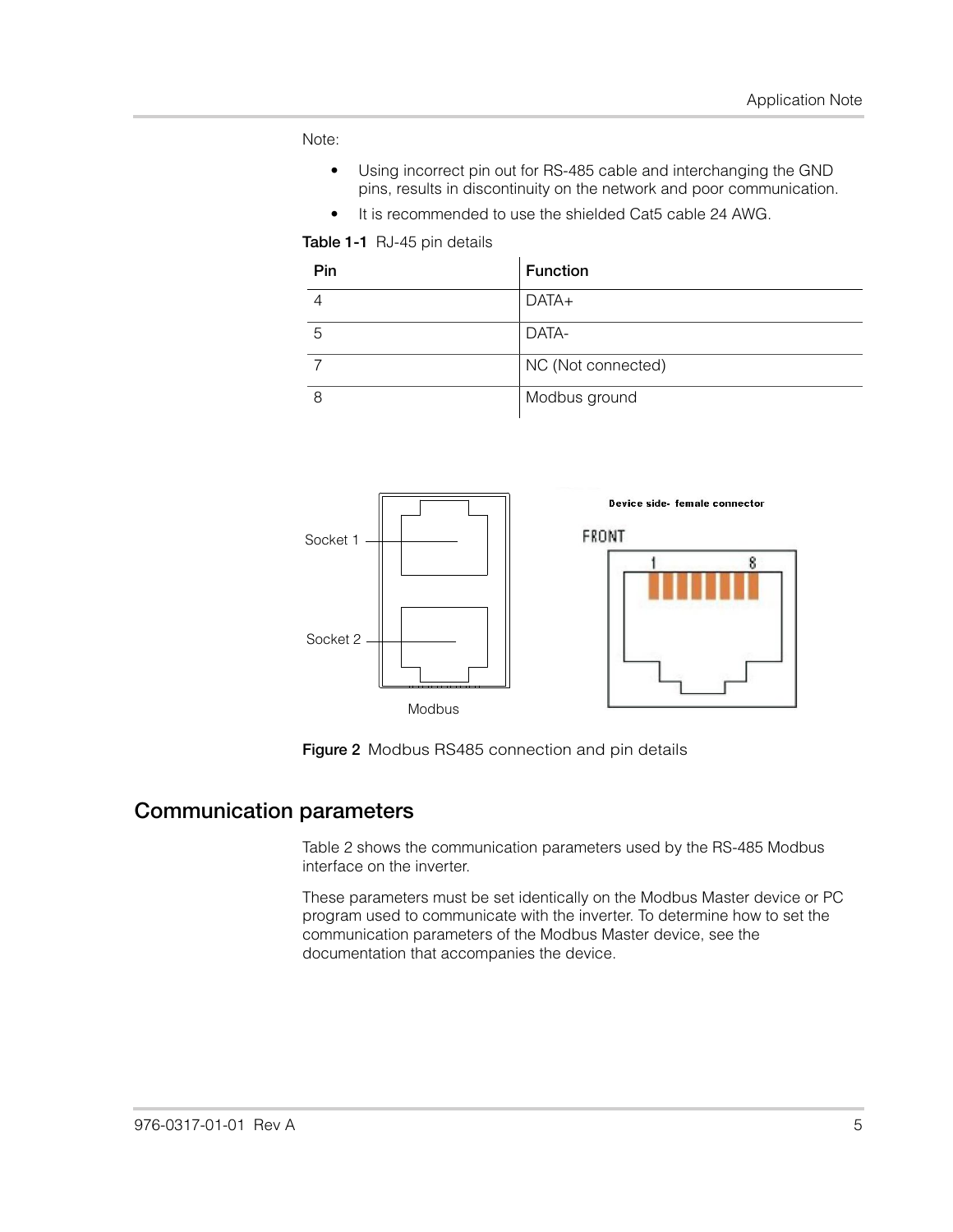Note:

- Using incorrect pin out for RS-485 cable and interchanging the GND pins, results in discontinuity on the network and poor communication.
- It is recommended to use the shielded Cat5 cable 24 AWG.

**Table 1-1** RJ-45 pin details

| Pin | Function |
|---|---|
| 4 | DATA+ |
| 5 | DATA- |
| 7 | NC (Not connected) |
| 8 | Modbus ground |

**Figure 2** Modbus RS485 connection and pin details

## Communication parameters

Table 2 shows the communication parameters used by the RS-485 Modbus interface on the inverter.

These parameters must be set identically on the Modbus Master device or PC program used to communicate with the inverter. To determine how to set the communication parameters of the Modbus Master device, see the documentation that accompanies the device.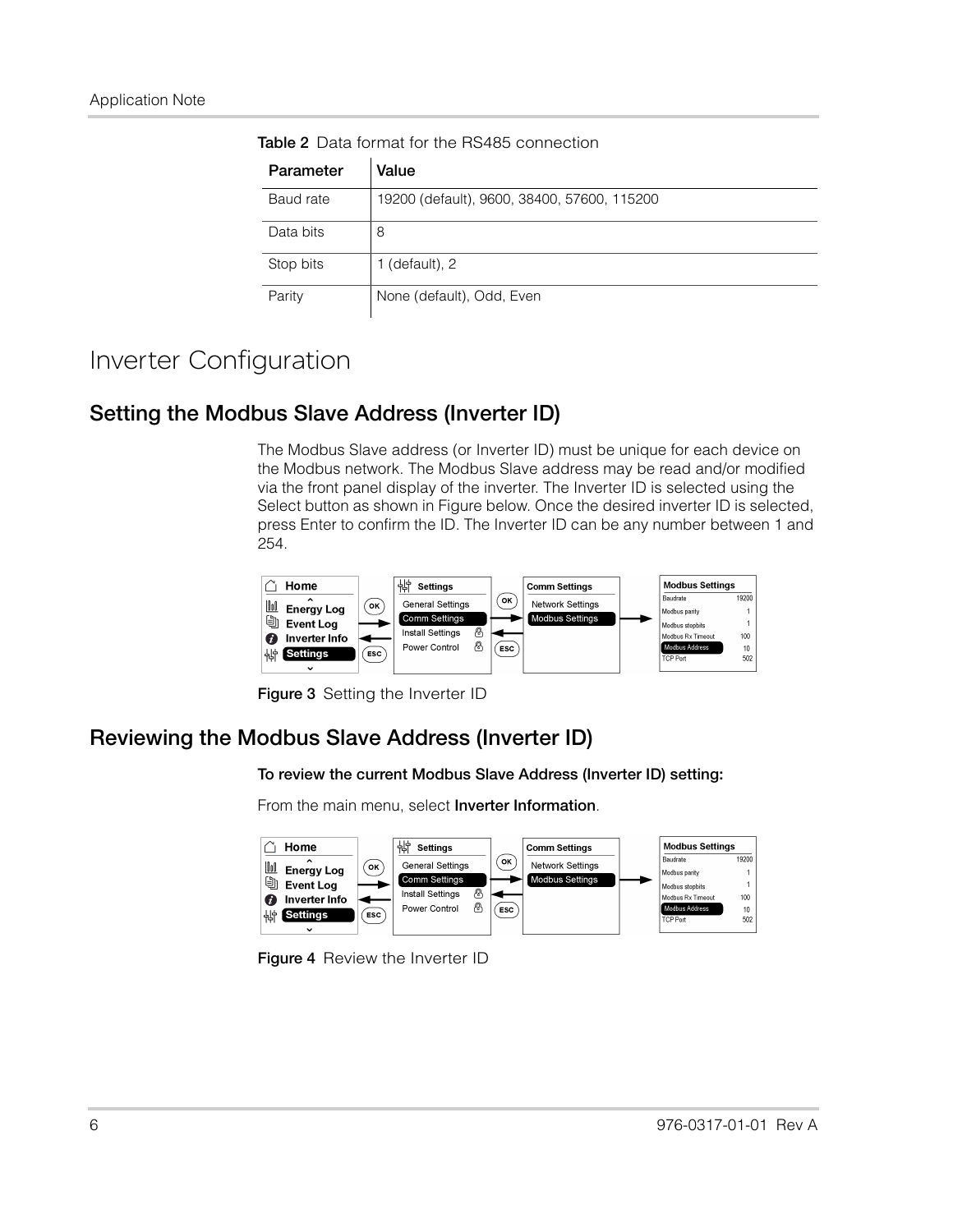**Table 2** Data format for the RS485 connection

| Parameter | Value |
|---|---|
| Baud rate | 19200 (default), 9600, 38400, 57600, 115200 |
| Data bits | 8 |
| Stop bits | 1 (default), 2 |
| Parity | None (default), Odd, Even |

# Inverter Configuration

## Setting the Modbus Slave Address (Inverter ID)

The Modbus Slave address (or Inverter ID) must be unique for each device on the Modbus network. The Modbus Slave address may be read and/or modified via the front panel display of the inverter. The Inverter ID is selected using the Select button as shown in Figure below. Once the desired inverter ID is selected, press Enter to confirm the ID. The Inverter ID can be any number between 1 and 254.

**Figure 3** Setting the Inverter ID

## Reviewing the Modbus Slave Address (Inverter ID)

**To review the current Modbus Slave Address (Inverter ID) setting:**

From the main menu, select **Inverter Information**.

**Figure 4** Review the Inverter ID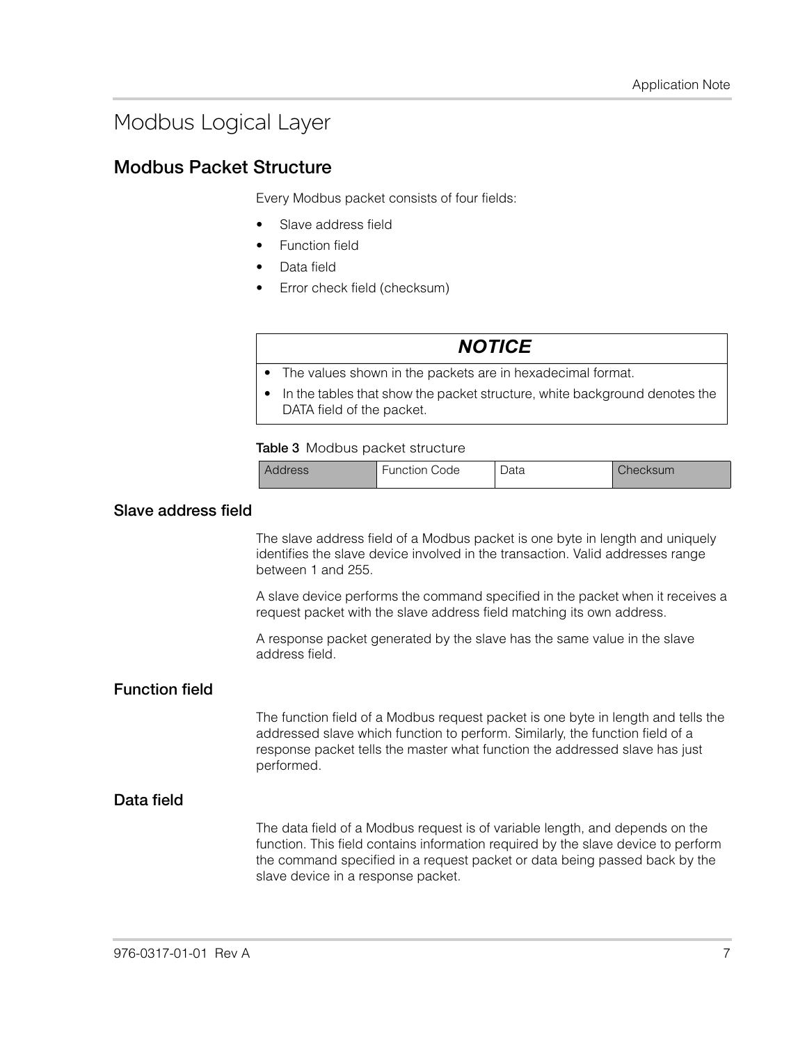# Modbus Logical Layer

## Modbus Packet Structure

Every Modbus packet consists of four fields:

- Slave address field
- Function field
- Data field
- Error check field (checksum)

> ***NOTICE***
>
> - The values shown in the packets are in hexadecimal format.
> - In the tables that show the packet structure, white background denotes the DATA field of the packet.

**Table 3** Modbus packet structure

| Address | Function Code | Data | Checksum |
|---|---|---|---|

### Slave address field

The slave address field of a Modbus packet is one byte in length and uniquely identifies the slave device involved in the transaction. Valid addresses range between 1 and 255.

A slave device performs the command specified in the packet when it receives a request packet with the slave address field matching its own address.

A response packet generated by the slave has the same value in the slave address field.

### Function field

The function field of a Modbus request packet is one byte in length and tells the addressed slave which function to perform. Similarly, the function field of a response packet tells the master what function the addressed slave has just performed.

### Data field

The data field of a Modbus request is of variable length, and depends on the function. This field contains information required by the slave device to perform the command specified in a request packet or data being passed back by the slave device in a response packet.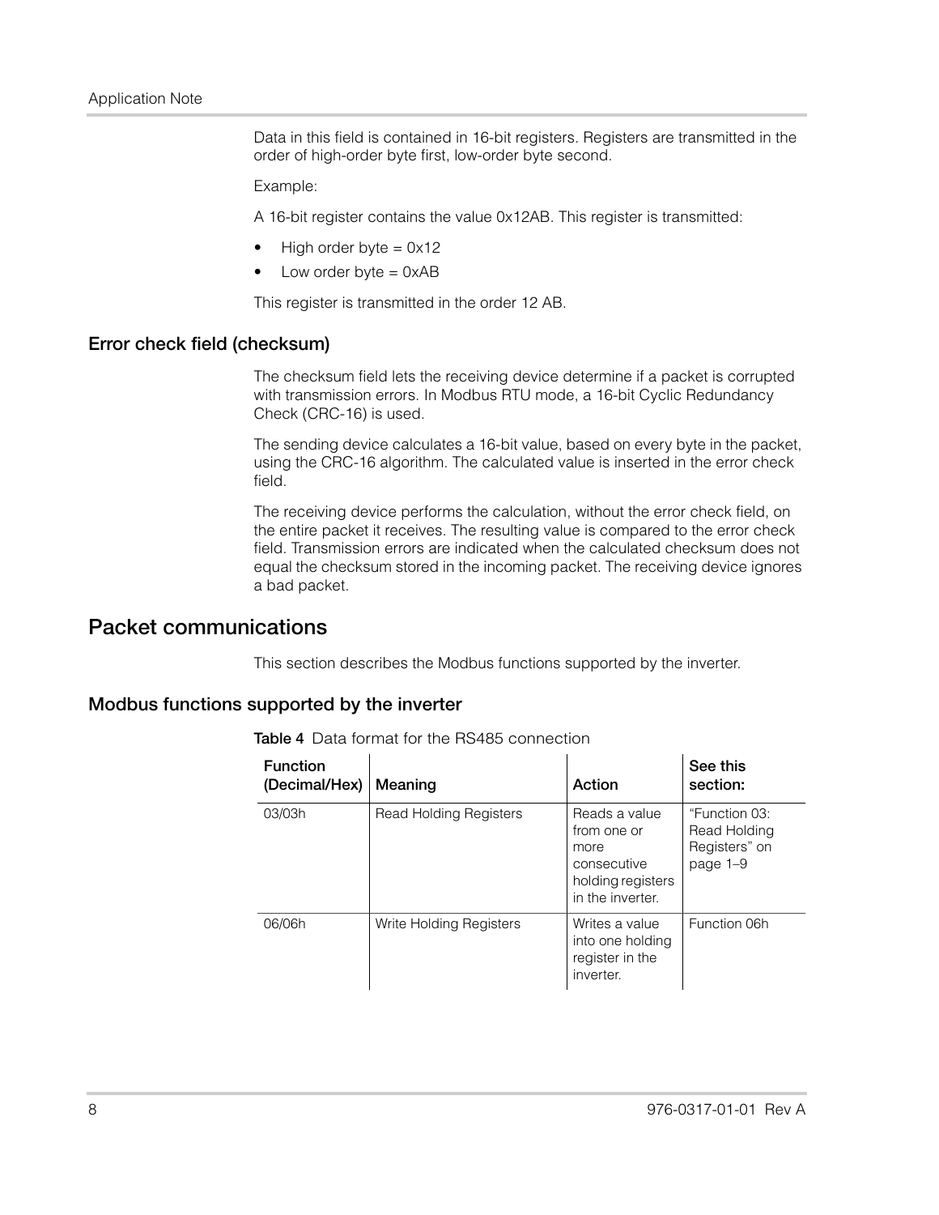Data in this field is contained in 16-bit registers. Registers are transmitted in the order of high-order byte first, low-order byte second.

Example:

A 16-bit register contains the value 0x12AB. This register is transmitted:

- High order byte = 0x12
- Low order byte = 0xAB

This register is transmitted in the order 12 AB.

### Error check field (checksum)

The checksum field lets the receiving device determine if a packet is corrupted with transmission errors. In Modbus RTU mode, a 16-bit Cyclic Redundancy Check (CRC-16) is used.

The sending device calculates a 16-bit value, based on every byte in the packet, using the CRC-16 algorithm. The calculated value is inserted in the error check field.

The receiving device performs the calculation, without the error check field, on the entire packet it receives. The resulting value is compared to the error check field. Transmission errors are indicated when the calculated checksum does not equal the checksum stored in the incoming packet. The receiving device ignores a bad packet.

## Packet communications

This section describes the Modbus functions supported by the inverter.

### Modbus functions supported by the inverter

**Table 4** Data format for the RS485 connection

| Function (Decimal/Hex) | Meaning | Action | See this section: |
|---|---|---|---|
| 03/03h | Read Holding Registers | Reads a value from one or more consecutive holding registers in the inverter. | “Function 03: Read Holding Registers” on page 1–9 |
| 06/06h | Write Holding Registers | Writes a value into one holding register in the inverter. | Function 06h |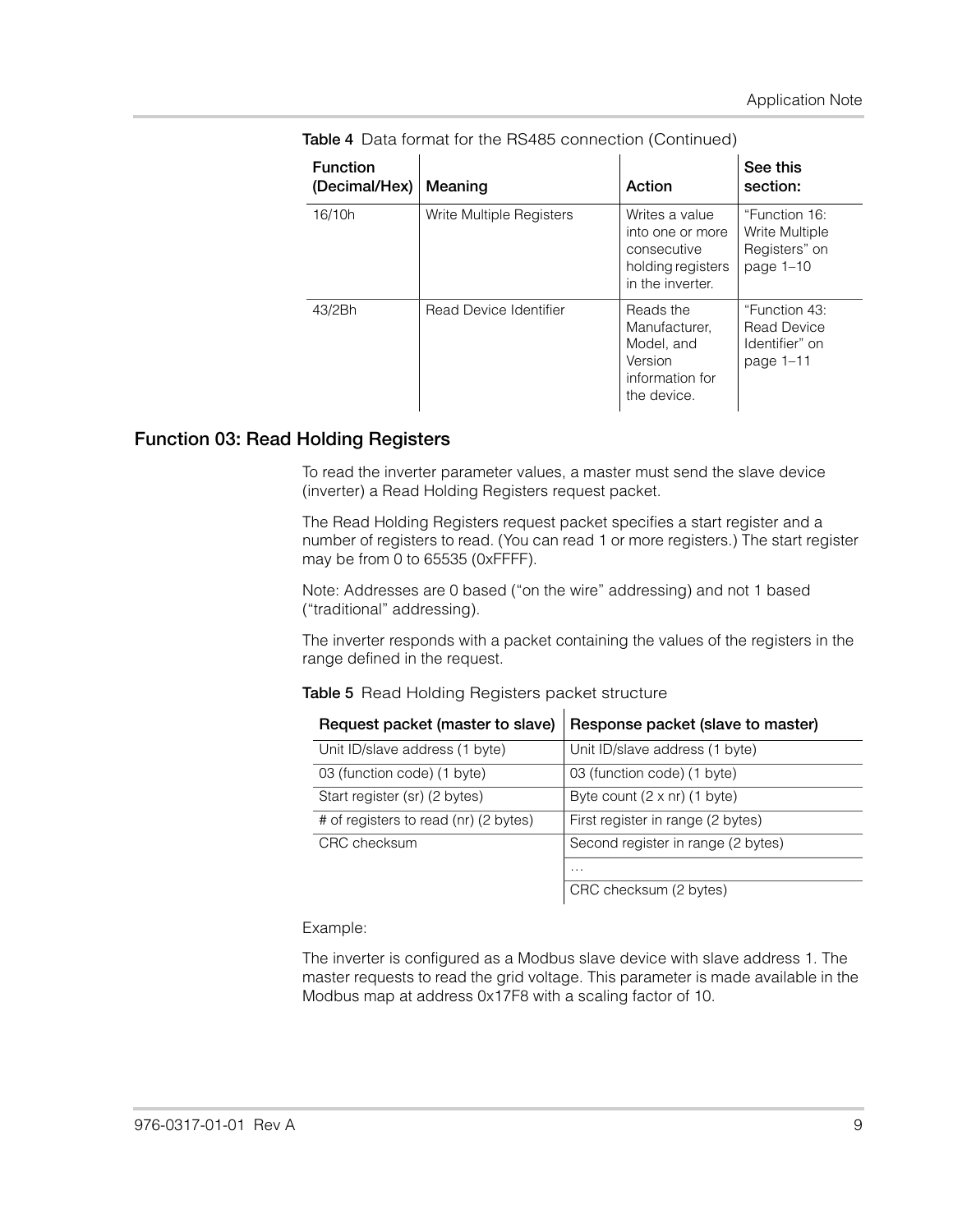**Table 4** Data format for the RS485 connection (Continued)

| Function (Decimal/Hex) | Meaning | Action | See this section: |
|---|---|---|---|
| 16/10h | Write Multiple Registers | Writes a value into one or more consecutive holding registers in the inverter. | "Function 16: Write Multiple Registers" on page 1–10 |
| 43/2Bh | Read Device Identifier | Reads the Manufacturer, Model, and Version information for the device. | "Function 43: Read Device Identifier" on page 1–11 |

## Function 03: Read Holding Registers

To read the inverter parameter values, a master must send the slave device (inverter) a Read Holding Registers request packet.

The Read Holding Registers request packet specifies a start register and a number of registers to read. (You can read 1 or more registers.) The start register may be from 0 to 65535 (0xFFFF).

Note: Addresses are 0 based ("on the wire" addressing) and not 1 based ("traditional" addressing).

The inverter responds with a packet containing the values of the registers in the range defined in the request.

**Table 5** Read Holding Registers packet structure

| Request packet (master to slave) | Response packet (slave to master) |
|---|---|
| Unit ID/slave address (1 byte) | Unit ID/slave address (1 byte) |
| 03 (function code) (1 byte) | 03 (function code) (1 byte) |
| Start register (sr) (2 bytes) | Byte count (2 x nr) (1 byte) |
| # of registers to read (nr) (2 bytes) | First register in range (2 bytes) |
| CRC checksum | Second register in range (2 bytes) |
| | … |
| | CRC checksum (2 bytes) |

Example:

The inverter is configured as a Modbus slave device with slave address 1. The master requests to read the grid voltage. This parameter is made available in the Modbus map at address 0x17F8 with a scaling factor of 10.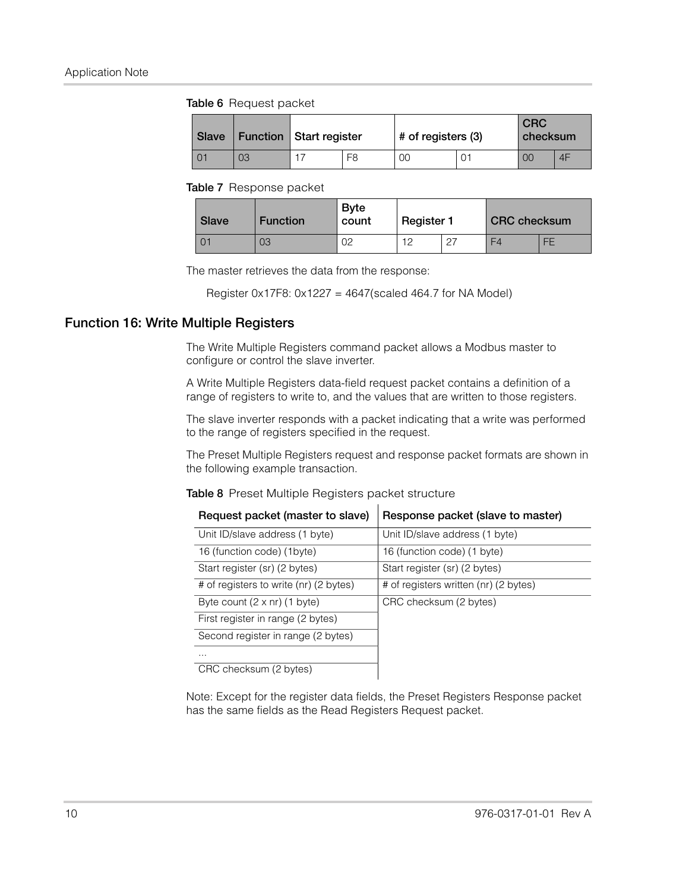**Table 6** Request packet

| Slave | Function | Start register | | # of registers (3) | | CRC checksum | |
|---|---|---|---|---|---|---|---|
| 01 | 03 | 17 | F8 | 00 | 01 | 00 | 4F |

**Table 7** Response packet

| Slave | Function | Byte count | Register 1 | | CRC checksum | |
|---|---|---|---|---|---|---|
| 01 | 03 | 02 | 12 | 27 | F4 | FE |

The master retrieves the data from the response:

Register 0x17F8: 0x1227 = 4647(scaled 464.7 for NA Model)

## Function 16: Write Multiple Registers

The Write Multiple Registers command packet allows a Modbus master to configure or control the slave inverter.

A Write Multiple Registers data-field request packet contains a definition of a range of registers to write to, and the values that are written to those registers.

The slave inverter responds with a packet indicating that a write was performed to the range of registers specified in the request.

The Preset Multiple Registers request and response packet formats are shown in the following example transaction.

**Table 8** Preset Multiple Registers packet structure

| Request packet (master to slave) | Response packet (slave to master) |
|---|---|
| Unit ID/slave address (1 byte) | Unit ID/slave address (1 byte) |
| 16 (function code) (1byte) | 16 (function code) (1 byte) |
| Start register (sr) (2 bytes) | Start register (sr) (2 bytes) |
| # of registers to write (nr) (2 bytes) | # of registers written (nr) (2 bytes) |
| Byte count (2 x nr) (1 byte) | CRC checksum (2 bytes) |
| First register in range (2 bytes) | |
| Second register in range (2 bytes) | |
| ... | |
| CRC checksum (2 bytes) | |

Note: Except for the register data fields, the Preset Registers Response packet has the same fields as the Read Registers Request packet.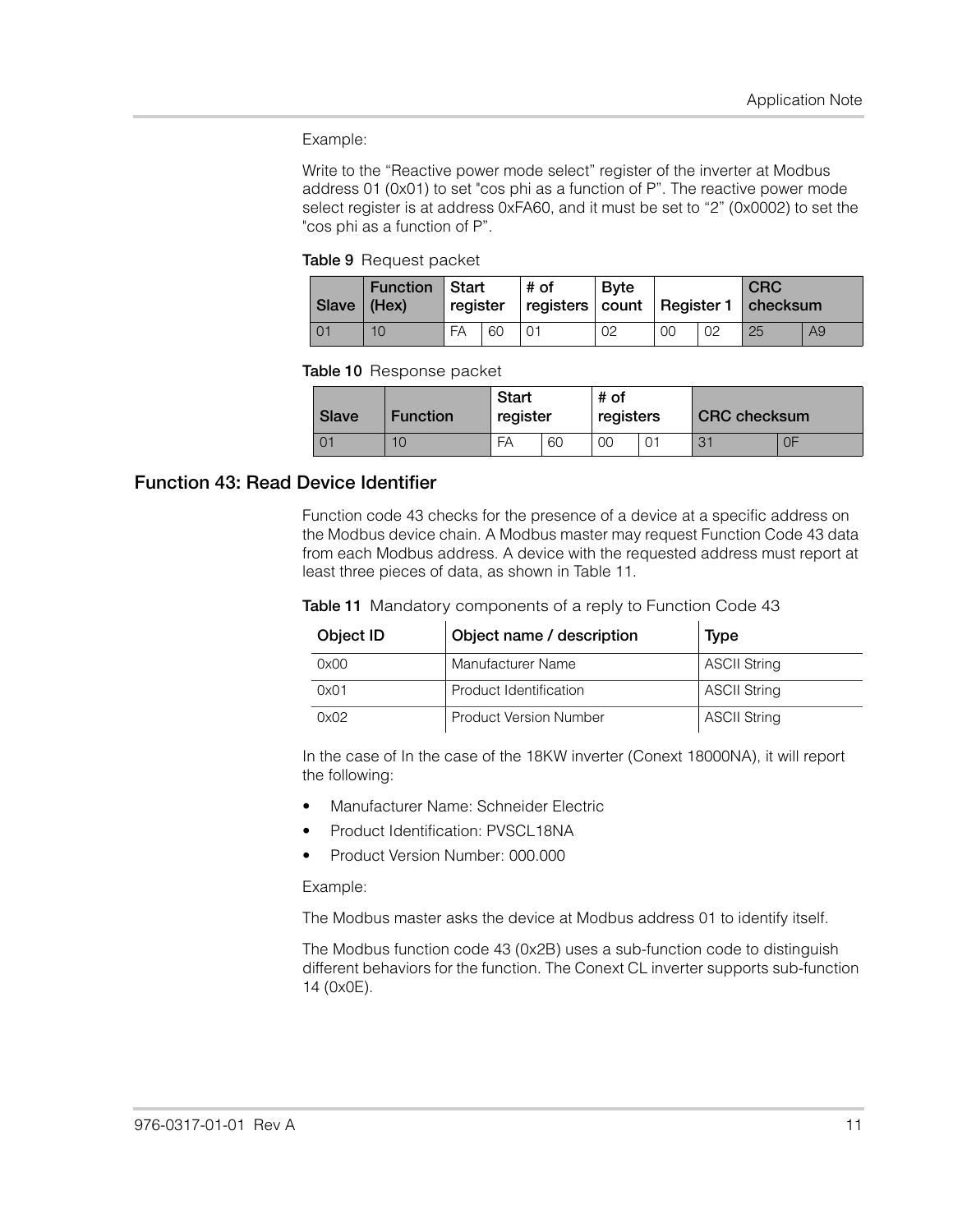Example:

Write to the “Reactive power mode select” register of the inverter at Modbus address 01 (0x01) to set "cos phi as a function of P”. The reactive power mode select register is at address 0xFA60, and it must be set to “2” (0x0002) to set the "cos phi as a function of P”.

**Table 9** Request packet

| Slave | Function (Hex) | Start register | | # of registers | Byte count | Register 1 | | CRC checksum | |
|---|---|---|---|---|---|---|---|---|---|
| 01 | 10 | FA | 60 | 01 | 02 | 00 | 02 | 25 | A9 |

**Table 10** Response packet

| Slave | Function | Start register | | # of registers | | CRC checksum | |
|---|---|---|---|---|---|---|---|
| 01 | 10 | FA | 60 | 00 | 01 | 31 | 0F |

## Function 43: Read Device Identifier

Function code 43 checks for the presence of a device at a specific address on the Modbus device chain. A Modbus master may request Function Code 43 data from each Modbus address. A device with the requested address must report at least three pieces of data, as shown in Table 11.

**Table 11** Mandatory components of a reply to Function Code 43

| Object ID | Object name / description | Type |
|---|---|---|
| 0x00 | Manufacturer Name | ASCII String |
| 0x01 | Product Identification | ASCII String |
| 0x02 | Product Version Number | ASCII String |

In the case of In the case of the 18KW inverter (Conext 18000NA), it will report the following:

- Manufacturer Name: Schneider Electric
- Product Identification: PVSCL18NA
- Product Version Number: 000.000

Example:

The Modbus master asks the device at Modbus address 01 to identify itself.

The Modbus function code 43 (0x2B) uses a sub-function code to distinguish different behaviors for the function. The Conext CL inverter supports sub-function 14 (0x0E).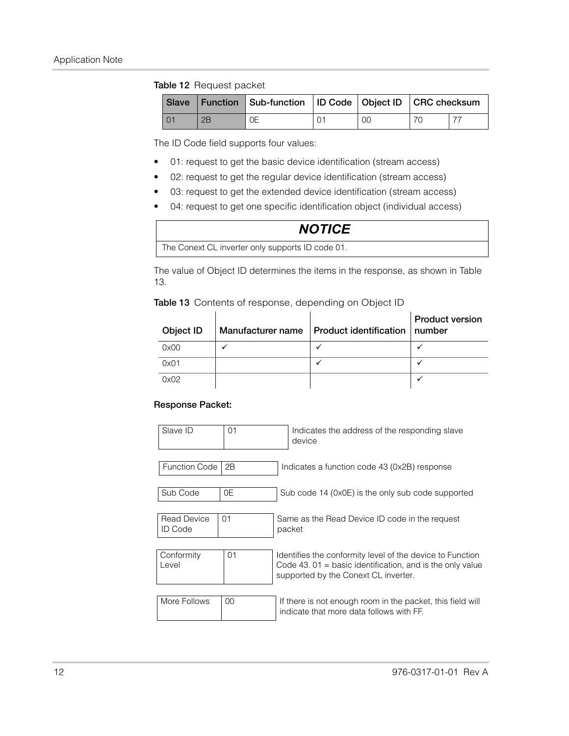**Table 12** Request packet

| Slave | Function | Sub-function | ID Code | Object ID | CRC checksum | |
|---|---|---|---|---|---|---|
| 01 | 2B | 0E | 01 | 00 | 70 | 77 |

The ID Code field supports four values:

- 01: request to get the basic device identification (stream access)
- 02: request to get the regular device identification (stream access)
- 03: request to get the extended device identification (stream access)
- 04: request to get one specific identification object (individual access)

| ***NOTICE*** |
|---|
| The Conext CL inverter only supports ID code 01. |

The value of Object ID determines the items in the response, as shown in Table 13.

**Table 13** Contents of response, depending on Object ID

| Object ID | Manufacturer name | Product identification | Product version number |
|---|---|---|---|
| 0x00 | ✓ | ✓ | ✓ |
| 0x01 | | ✓ | ✓ |
| 0x02 | | | ✓ |

**Response Packet:**

| Field | Value | Description |
|---|---|---|
| Slave ID | 01 | Indicates the address of the responding slave device |
| Function Code | 2B | Indicates a function code 43 (0x2B) response |
| Sub Code | 0E | Sub code 14 (0x0E) is the only sub code supported |
| Read Device ID Code | 01 | Same as the Read Device ID code in the request packet |
| Conformity Level | 01 | Identifies the conformity level of the device to Function Code 43. 01 = basic identification, and is the only value supported by the Conext CL inverter. |
| More Follows | 00 | If there is not enough room in the packet, this field will indicate that more data follows with FF. |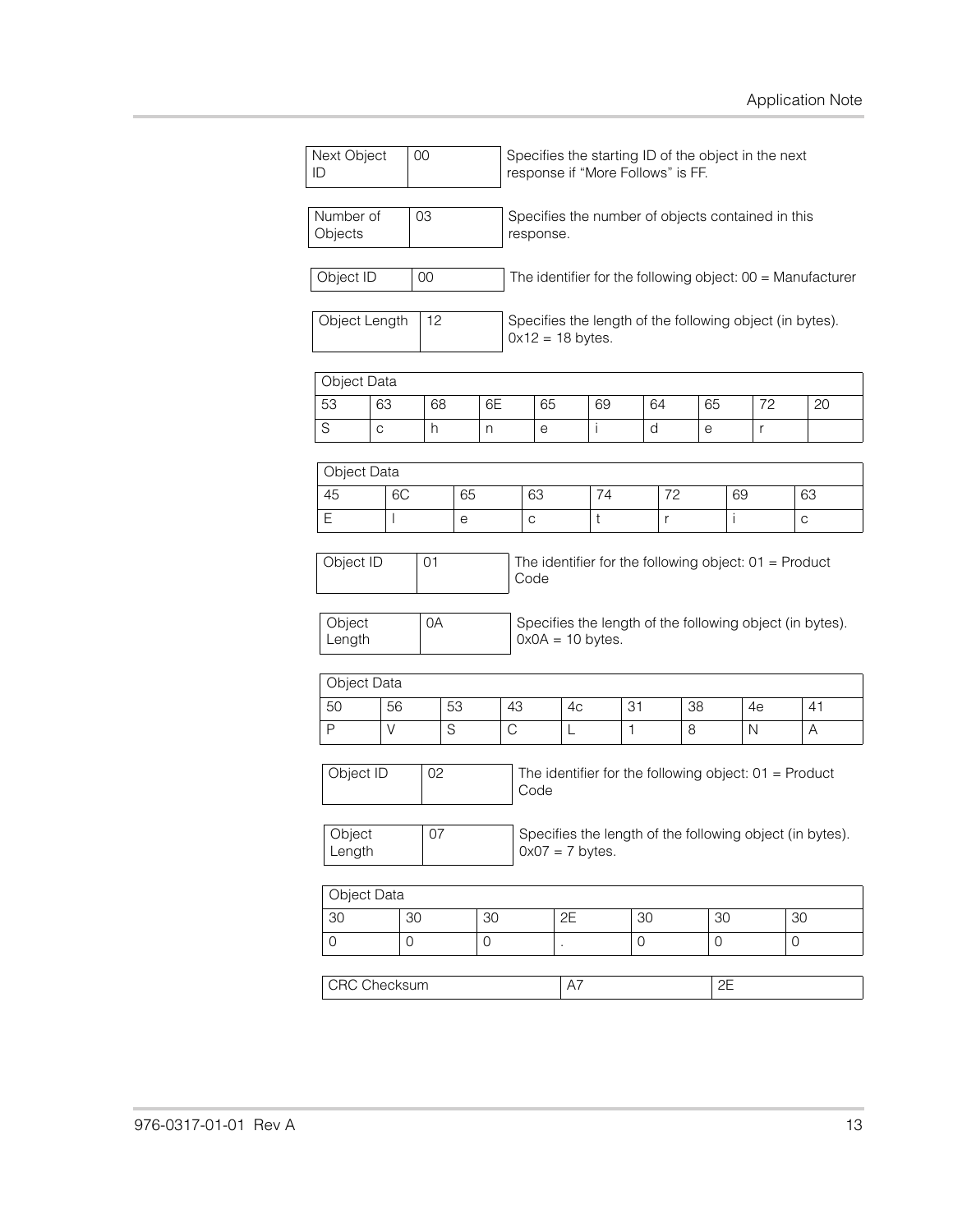| Next Object ID | 00 | Specifies the starting ID of the object in the next response if "More Follows" is FF. |
|---|---|---|

| Number of Objects | 03 | Specifies the number of objects contained in this response. |
|---|---|---|

| Object ID | 00 | The identifier for the following object: 00 = Manufacturer |
|---|---|---|

| Object Length | 12 | Specifies the length of the following object (in bytes). 0x12 = 18 bytes. |
|---|---|---|

| Object Data | | | | | | | | | |
|---|---|---|---|---|---|---|---|---|---|
| 53 | 63 | 68 | 6E | 65 | 69 | 64 | 65 | 72 | 20 |
| S | c | h | n | e | i | d | e | r | |

| Object Data | | | | | | | |
|---|---|---|---|---|---|---|---|
| 45 | 6C | 65 | 63 | 74 | 72 | 69 | 63 |
| E | l | e | c | t | r | i | c |

| Object ID | 01 | The identifier for the following object: 01 = Product Code |
|---|---|---|

| Object Length | 0A | Specifies the length of the following object (in bytes). 0x0A = 10 bytes. |
|---|---|---|

| Object Data | | | | | | | | |
|---|---|---|---|---|---|---|---|---|
| 50 | 56 | 53 | 43 | 4c | 31 | 38 | 4e | 41 |
| P | V | S | C | L | 1 | 8 | N | A |

| Object ID | 02 | The identifier for the following object: 01 = Product Code |
|---|---|---|

| Object Length | 07 | Specifies the length of the following object (in bytes). 0x07 = 7 bytes. |
|---|---|---|

| Object Data | | | | | | |
|---|---|---|---|---|---|---|
| 30 | 30 | 30 | 2E | 30 | 30 | 30 |
| 0 | 0 | 0 | . | 0 | 0 | 0 |

| CRC Checksum | A7 | 2E |
|---|---|---|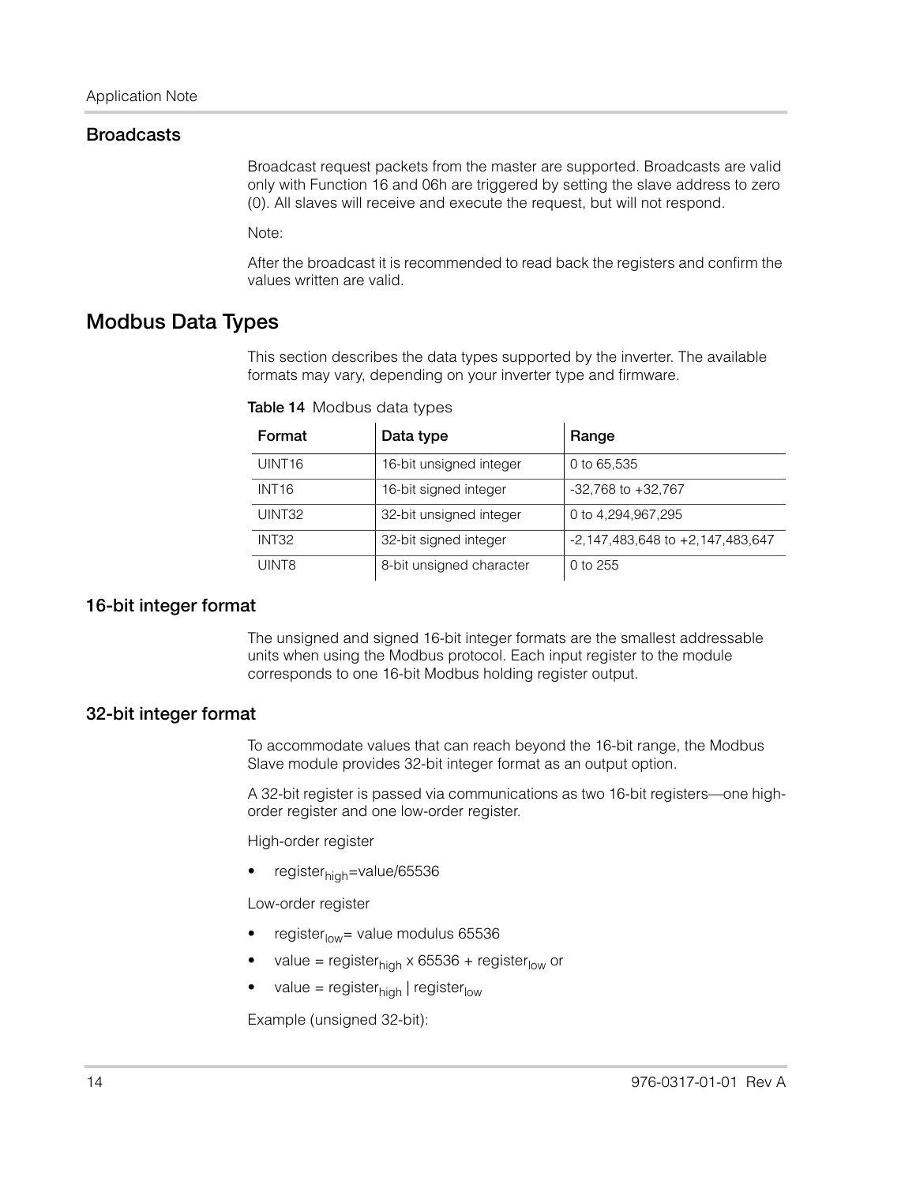## Broadcasts

Broadcast request packets from the master are supported. Broadcasts are valid only with Function 16 and 06h are triggered by setting the slave address to zero (0). All slaves will receive and execute the request, but will not respond.

Note:

After the broadcast it is recommended to read back the registers and confirm the values written are valid.

# Modbus Data Types

This section describes the data types supported by the inverter. The available formats may vary, depending on your inverter type and firmware.

**Table 14** Modbus data types

| Format | Data type | Range |
|---|---|---|
| UINT16 | 16-bit unsigned integer | 0 to 65,535 |
| INT16 | 16-bit signed integer | -32,768 to +32,767 |
| UINT32 | 32-bit unsigned integer | 0 to 4,294,967,295 |
| INT32 | 32-bit signed integer | -2,147,483,648 to +2,147,483,647 |
| UINT8 | 8-bit unsigned character | 0 to 255 |

## 16-bit integer format

The unsigned and signed 16-bit integer formats are the smallest addressable units when using the Modbus protocol. Each input register to the module corresponds to one 16-bit Modbus holding register output.

## 32-bit integer format

To accommodate values that can reach beyond the 16-bit range, the Modbus Slave module provides 32-bit integer format as an output option.

A 32-bit register is passed via communications as two 16-bit registers—one high-order register and one low-order register.

High-order register

- $register_{high}$=value/65536

Low-order register

- $register_{low}$= value modulus 65536
- value = $register_{high}$ x 65536 + $register_{low}$ or
- value = $register_{high}$ | $register_{low}$

Example (unsigned 32-bit):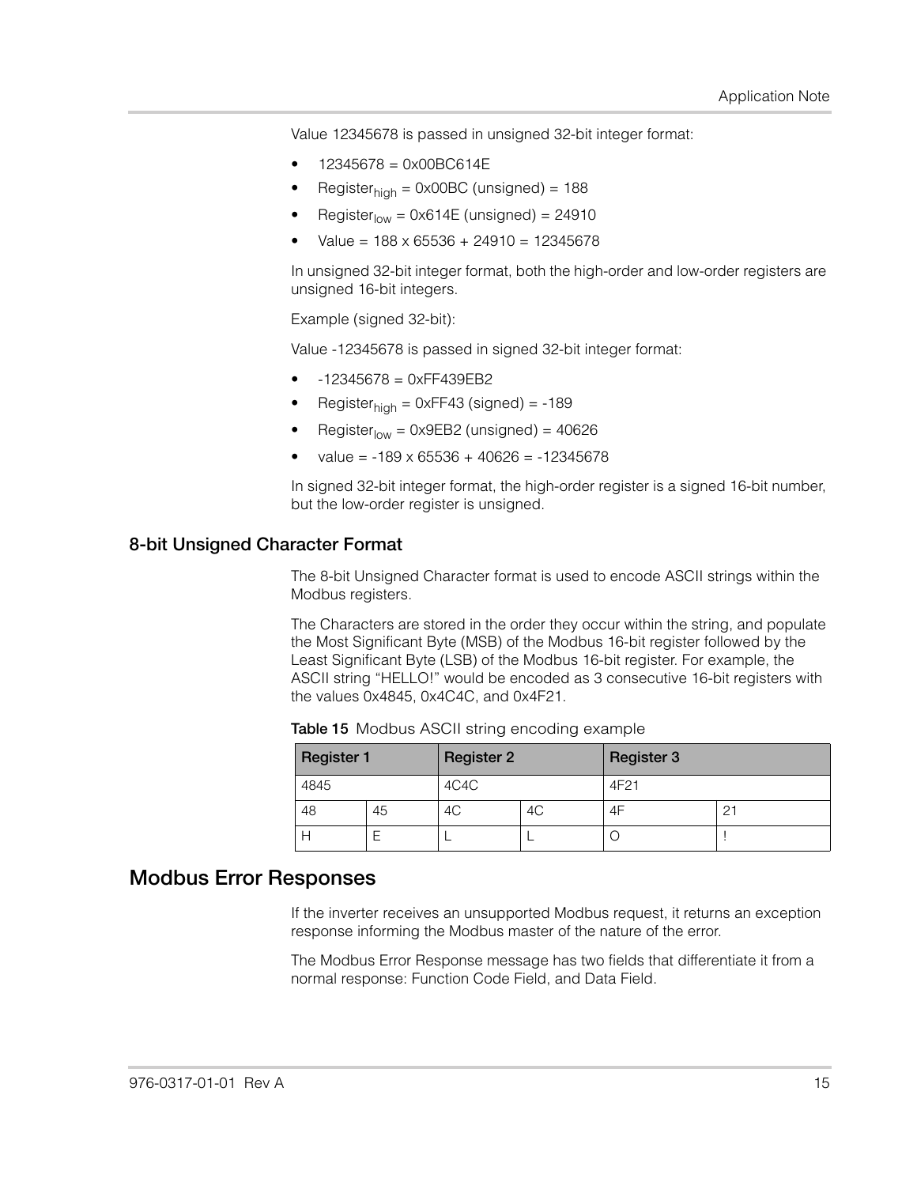Value 12345678 is passed in unsigned 32-bit integer format:

- 12345678 = 0x00BC614E
- $Register_{high}$ = 0x00BC (unsigned) = 188
- $Register_{low}$ = 0x614E (unsigned) = 24910
- Value = 188 x 65536 + 24910 = 12345678

In unsigned 32-bit integer format, both the high-order and low-order registers are unsigned 16-bit integers.

Example (signed 32-bit):

Value -12345678 is passed in signed 32-bit integer format:

- -12345678 = 0xFF439EB2
- $Register_{high}$ = 0xFF43 (signed) = -189
- $Register_{low}$ = 0x9EB2 (unsigned) = 40626
- value = -189 x 65536 + 40626 = -12345678

In signed 32-bit integer format, the high-order register is a signed 16-bit number, but the low-order register is unsigned.

### 8-bit Unsigned Character Format

The 8-bit Unsigned Character format is used to encode ASCII strings within the Modbus registers.

The Characters are stored in the order they occur within the string, and populate the Most Significant Byte (MSB) of the Modbus 16-bit register followed by the Least Significant Byte (LSB) of the Modbus 16-bit register. For example, the ASCII string "HELLO!" would be encoded as 3 consecutive 16-bit registers with the values 0x4845, 0x4C4C, and 0x4F21.

**Table 15** Modbus ASCII string encoding example

| **Register 1** | | **Register 2** | | **Register 3** | |
|---|---|---|---|---|---|
| 4845 | | 4C4C | | 4F21 | |
| 48 | 45 | 4C | 4C | 4F | 21 |
| H | E | L | L | O | ! |

## Modbus Error Responses

If the inverter receives an unsupported Modbus request, it returns an exception response informing the Modbus master of the nature of the error.

The Modbus Error Response message has two fields that differentiate it from a normal response: Function Code Field, and Data Field.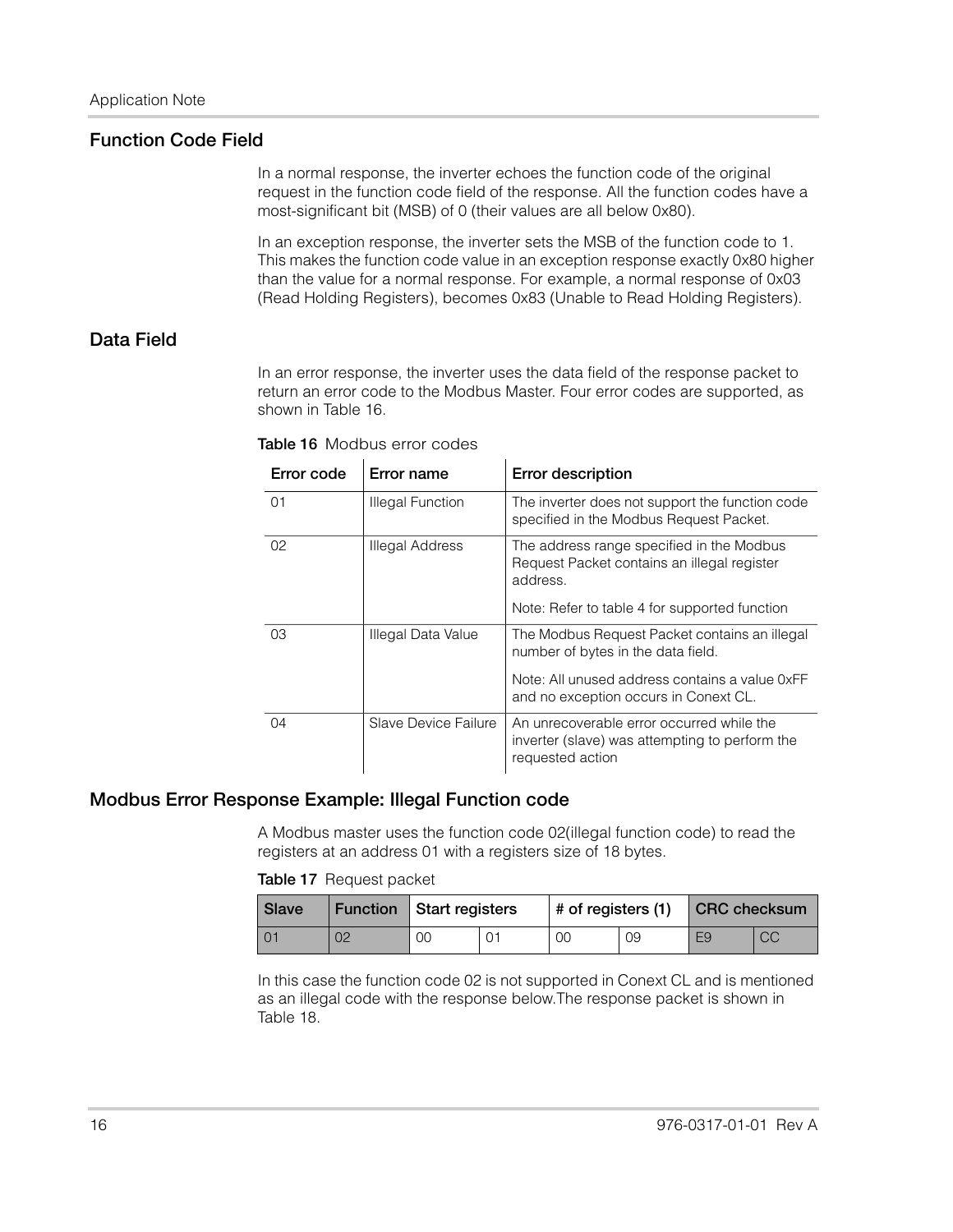## Function Code Field

In a normal response, the inverter echoes the function code of the original request in the function code field of the response. All the function codes have a most-significant bit (MSB) of 0 (their values are all below 0x80).

In an exception response, the inverter sets the MSB of the function code to 1. This makes the function code value in an exception response exactly 0x80 higher than the value for a normal response. For example, a normal response of 0x03 (Read Holding Registers), becomes 0x83 (Unable to Read Holding Registers).

## Data Field

In an error response, the inverter uses the data field of the response packet to return an error code to the Modbus Master. Four error codes are supported, as shown in Table 16.

**Table 16** Modbus error codes

| Error code | Error name | Error description |
|---|---|---|
| 01 | Illegal Function | The inverter does not support the function code specified in the Modbus Request Packet. |
| 02 | Illegal Address | The address range specified in the Modbus Request Packet contains an illegal register address.<br><br>Note: Refer to table 4 for supported function |
| 03 | Illegal Data Value | The Modbus Request Packet contains an illegal number of bytes in the data field.<br><br>Note: All unused address contains a value 0xFF and no exception occurs in Conext CL. |
| 04 | Slave Device Failure | An unrecoverable error occurred while the inverter (slave) was attempting to perform the requested action |

## Modbus Error Response Example: Illegal Function code

A Modbus master uses the function code 02(illegal function code) to read the registers at an address 01 with a registers size of 18 bytes.

**Table 17** Request packet

| Slave | Function | Start registers | | # of registers (1) | | CRC checksum | |
|---|---|---|---|---|---|---|---|
| 01 | 02 | 00 | 01 | 00 | 09 | E9 | CC |

In this case the function code 02 is not supported in Conext CL and is mentioned as an illegal code with the response below.The response packet is shown in Table 18.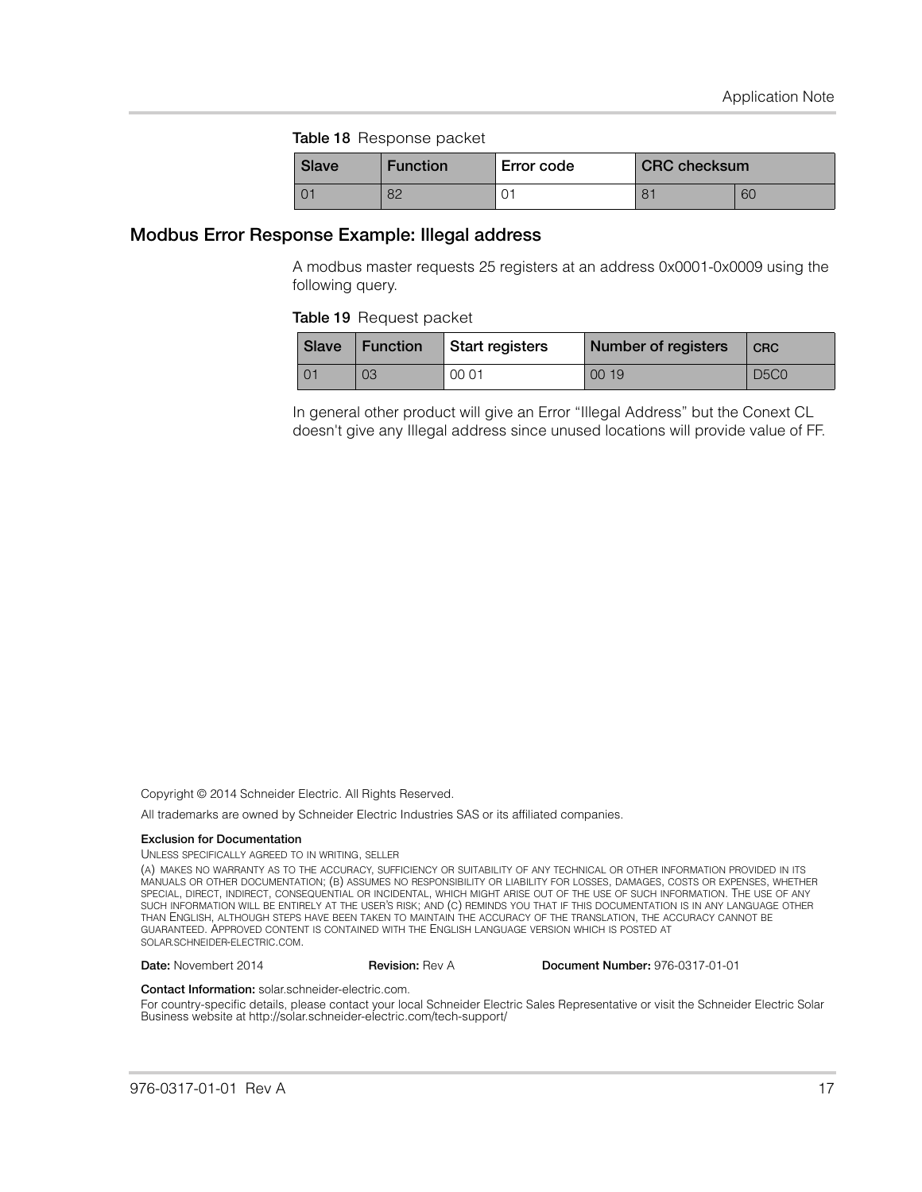**Table 18** Response packet

| Slave | Function | Error code | CRC checksum | |
|---|---|---|---|---|
| 01 | 82 | 01 | 81 | 60 |

## Modbus Error Response Example: Illegal address

A modbus master requests 25 registers at an address 0x0001-0x0009 using the following query.

**Table 19** Request packet

| Slave | Function | Start registers | Number of registers | CRC |
|---|---|---|---|---|
| 01 | 03 | 00 01 | 00 19 | D5C0 |

In general other product will give an Error "Illegal Address" but the Conext CL doesn't give any Illegal address since unused locations will provide value of FF.

Copyright © 2014 Schneider Electric. All Rights Reserved.

All trademarks are owned by Schneider Electric Industries SAS or its affiliated companies.

**Exclusion for Documentation**

UNLESS SPECIFICALLY AGREED TO IN WRITING, SELLER

(A) MAKES NO WARRANTY AS TO THE ACCURACY, SUFFICIENCY OR SUITABILITY OF ANY TECHNICAL OR OTHER INFORMATION PROVIDED IN ITS MANUALS OR OTHER DOCUMENTATION; (B) ASSUMES NO RESPONSIBILITY OR LIABILITY FOR LOSSES, DAMAGES, COSTS OR EXPENSES, WHETHER SPECIAL, DIRECT, INDIRECT, CONSEQUENTIAL OR INCIDENTAL, WHICH MIGHT ARISE OUT OF THE USE OF SUCH INFORMATION. THE USE OF ANY SUCH INFORMATION WILL BE ENTIRELY AT THE USER'S RISK; AND (C) REMINDS YOU THAT IF THIS DOCUMENTATION IS IN ANY LANGUAGE OTHER THAN ENGLISH, ALTHOUGH STEPS HAVE BEEN TAKEN TO MAINTAIN THE ACCURACY OF THE TRANSLATION, THE ACCURACY CANNOT BE GUARANTEED. APPROVED CONTENT IS CONTAINED WITH THE ENGLISH LANGUAGE VERSION WHICH IS POSTED AT SOLAR.SCHNEIDER-ELECTRIC.COM.

**Date:** Novembert 2014 **Revision:** Rev A **Document Number:** 976-0317-01-01

**Contact Information:** solar.schneider-electric.com.

For country-specific details, please contact your local Schneider Electric Sales Representative or visit the Schneider Electric Solar Business website at http://solar.schneider-electric.com/tech-support/